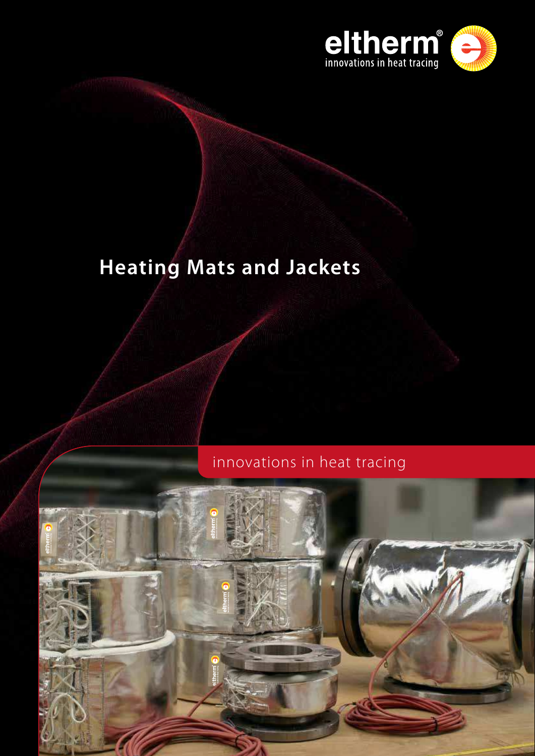eltherm®

innovations in heat tracing

# Heating Mats and Jackets

innovations in heat tracing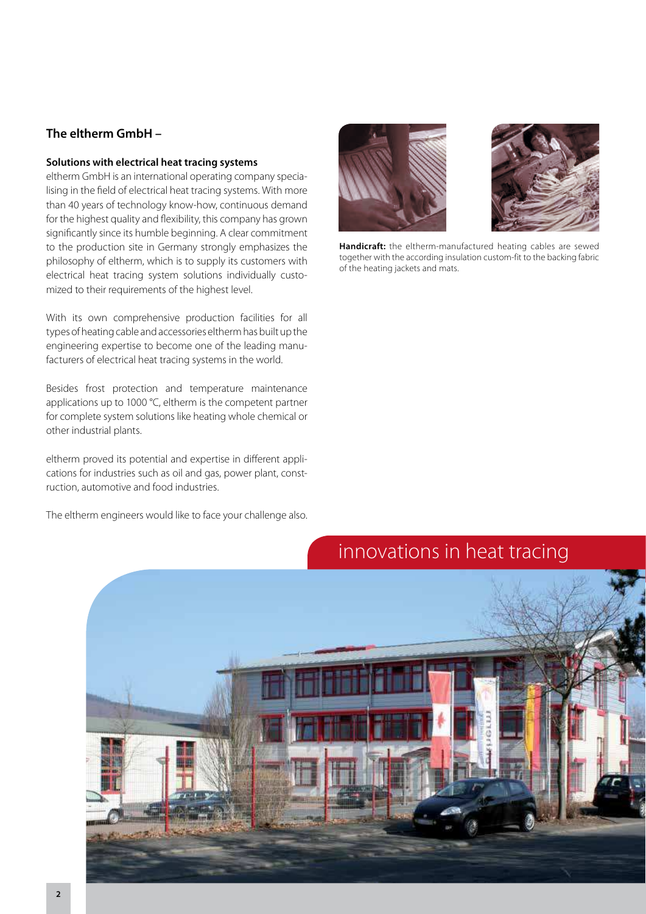## The eltherm GmbH –

### Solutions with electrical heat tracing systems

eltherm GmbH is an international operating company specialising in the field of electrical heat tracing systems. With more than 40 years of technology know-how, continuous demand for the highest quality and flexibility, this company has grown significantly since its humble beginning. A clear commitment to the production site in Germany strongly emphasizes the philosophy of eltherm, which is to supply its customers with electrical heat tracing system solutions individually customized to their requirements of the highest level.

With its own comprehensive production facilities for all types of heating cable and accessories eltherm has built up the engineering expertise to become one of the leading manufacturers of electrical heat tracing systems in the world.

Besides frost protection and temperature maintenance applications up to 1000 °C, eltherm is the competent partner for complete system solutions like heating whole chemical or other industrial plants.

eltherm proved its potential and expertise in different applications for industries such as oil and gas, power plant, construction, automotive and food industries.

The eltherm engineers would like to face your challenge also.

**Handicraft:** the eltherm-manufactured heating cables are sewed together with the according insulation custom-fit to the backing fabric of the heating jackets and mats.

innovations in heat tracing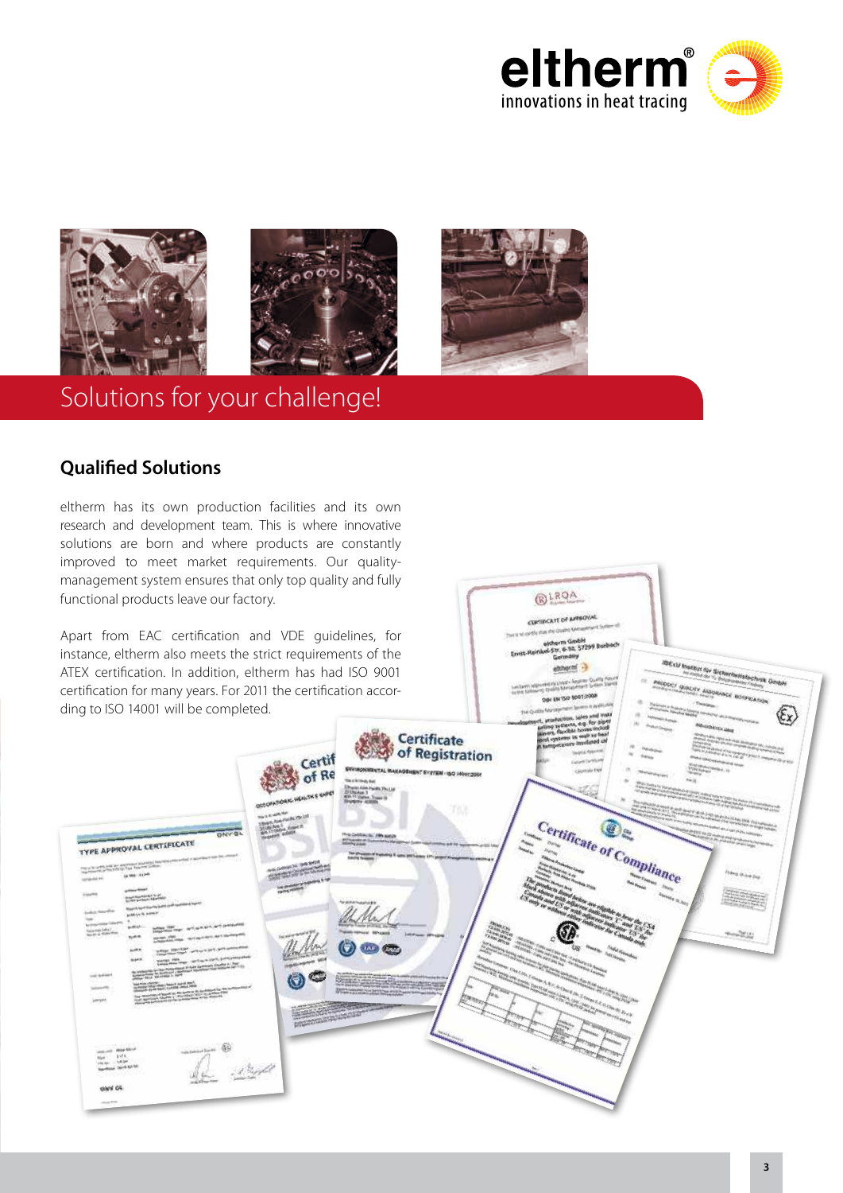# Solutions for your challenge!

## Qualified Solutions

eltherm has its own production facilities and its own research and development team. This is where innovative solutions are born and where products are constantly improved to meet market requirements. Our quality-management system ensures that only top quality and fully functional products leave our factory.

Apart from EAC certification and VDE guidelines, for instance, eltherm also meets the strict requirements of the ATEX certification. In addition, eltherm has had ISO 9001 certification for many years. For 2011 the certification according to ISO 14001 will be completed.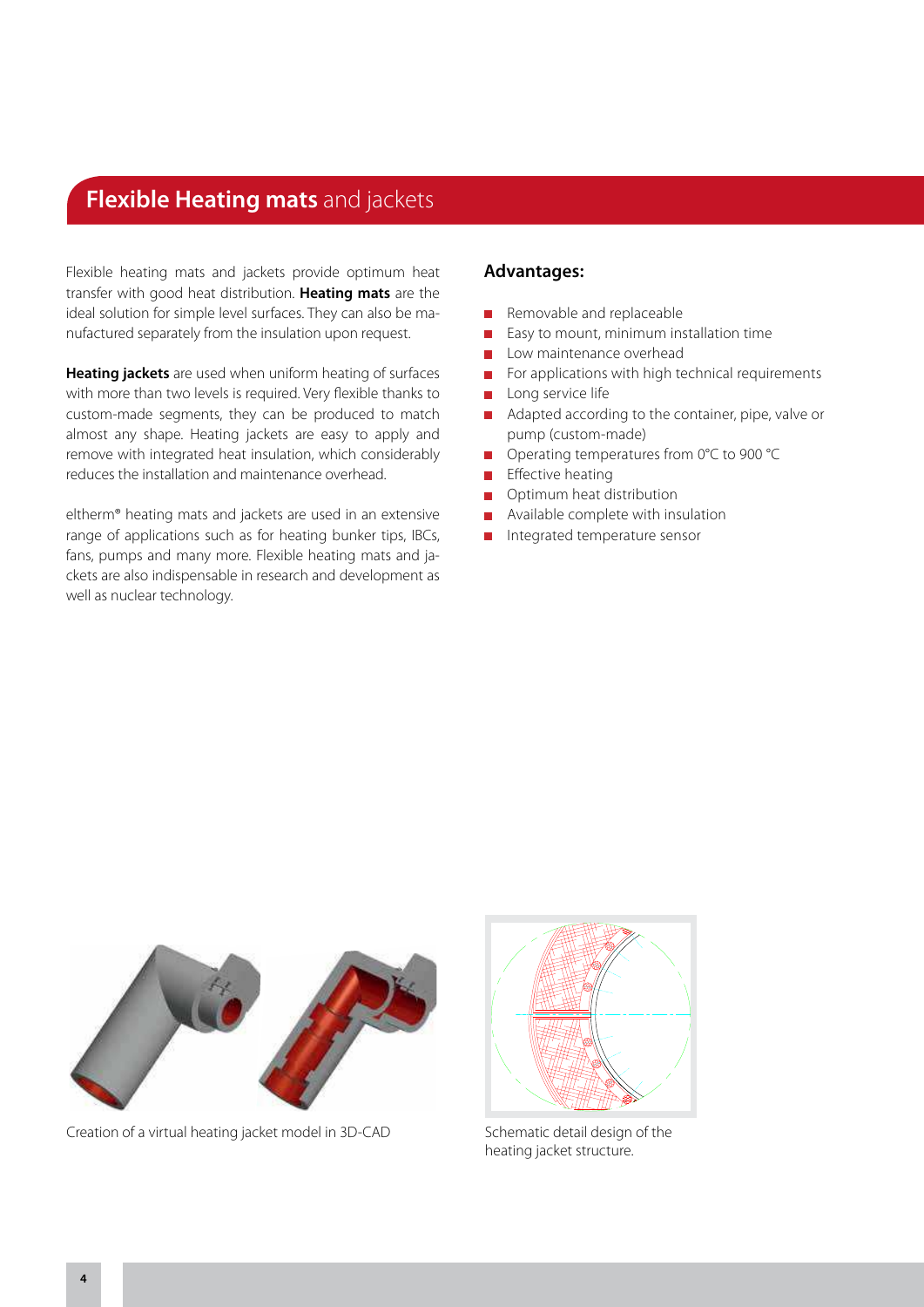# **Flexible Heating mats** and jackets

Flexible heating mats and jackets provide optimum heat transfer with good heat distribution. **Heating mats** are the ideal solution for simple level surfaces. They can also be manufactured separately from the insulation upon request.

**Heating jackets** are used when uniform heating of surfaces with more than two levels is required. Very flexible thanks to custom-made segments, they can be produced to match almost any shape. Heating jackets are easy to apply and remove with integrated heat insulation, which considerably reduces the installation and maintenance overhead.

eltherm® heating mats and jackets are used in an extensive range of applications such as for heating bunker tips, IBCs, fans, pumps and many more. Flexible heating mats and jackets are also indispensable in research and development as well as nuclear technology.

## Advantages:

- Removable and replaceable
- Easy to mount, minimum installation time
- Low maintenance overhead
- For applications with high technical requirements
- Long service life
- Adapted according to the container, pipe, valve or pump (custom-made)
- Operating temperatures from 0°C to 900 °C
- Effective heating
- Optimum heat distribution
- Available complete with insulation
- Integrated temperature sensor

Creation of a virtual heating jacket model in 3D-CAD

Schematic detail design of the heating jacket structure.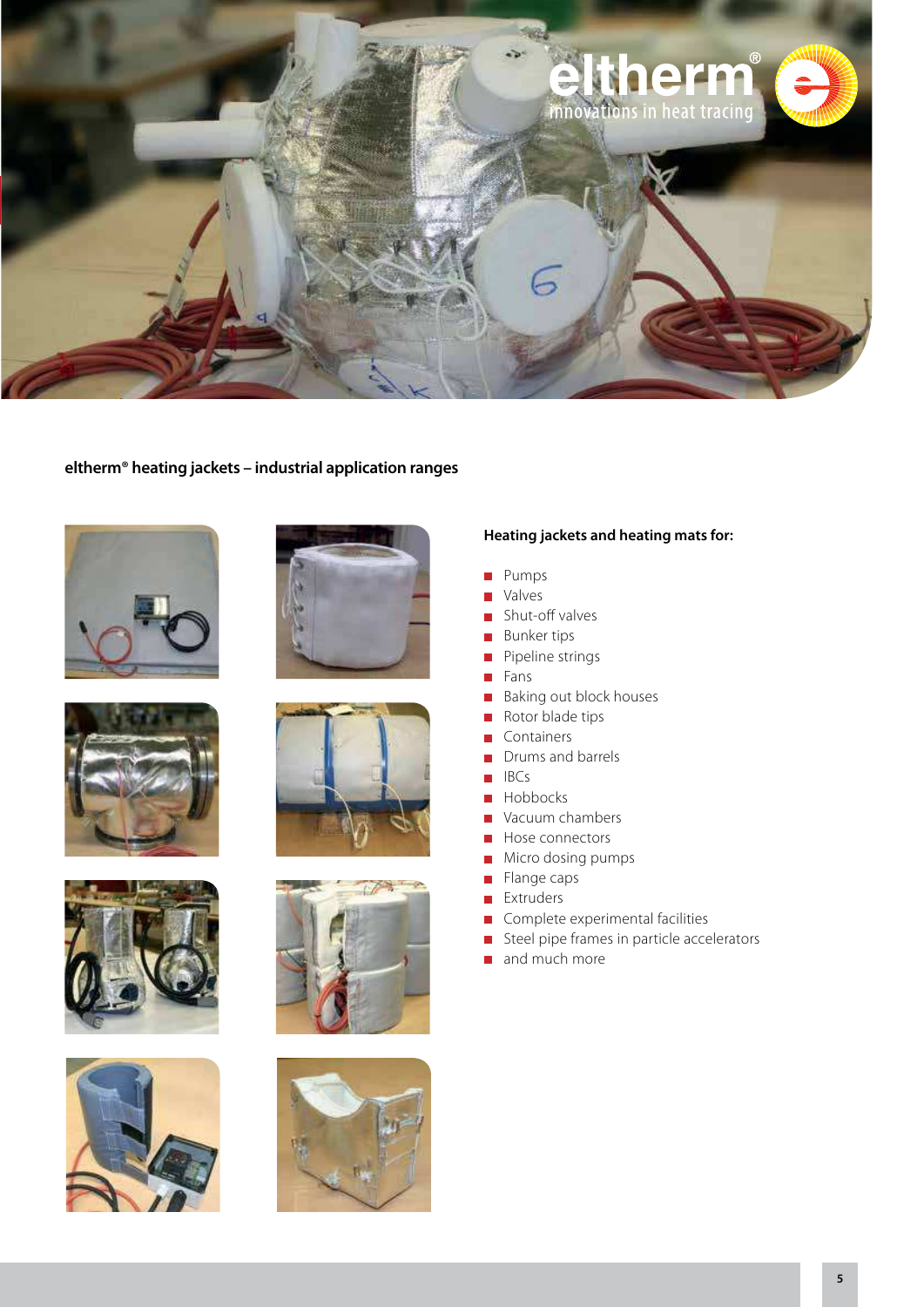**eltherm® heating jackets – industrial application ranges**

**Heating jackets and heating mats for:**

- Pumps
- Valves
- Shut-off valves
- Bunker tips
- Pipeline strings
- Fans
- Baking out block houses
- Rotor blade tips
- Containers
- Drums and barrels
- IBCs
- Hobbocks
- Vacuum chambers
- Hose connectors
- Micro dosing pumps
- Flange caps
- Extruders
- Complete experimental facilities
- Steel pipe frames in particle accelerators
- and much more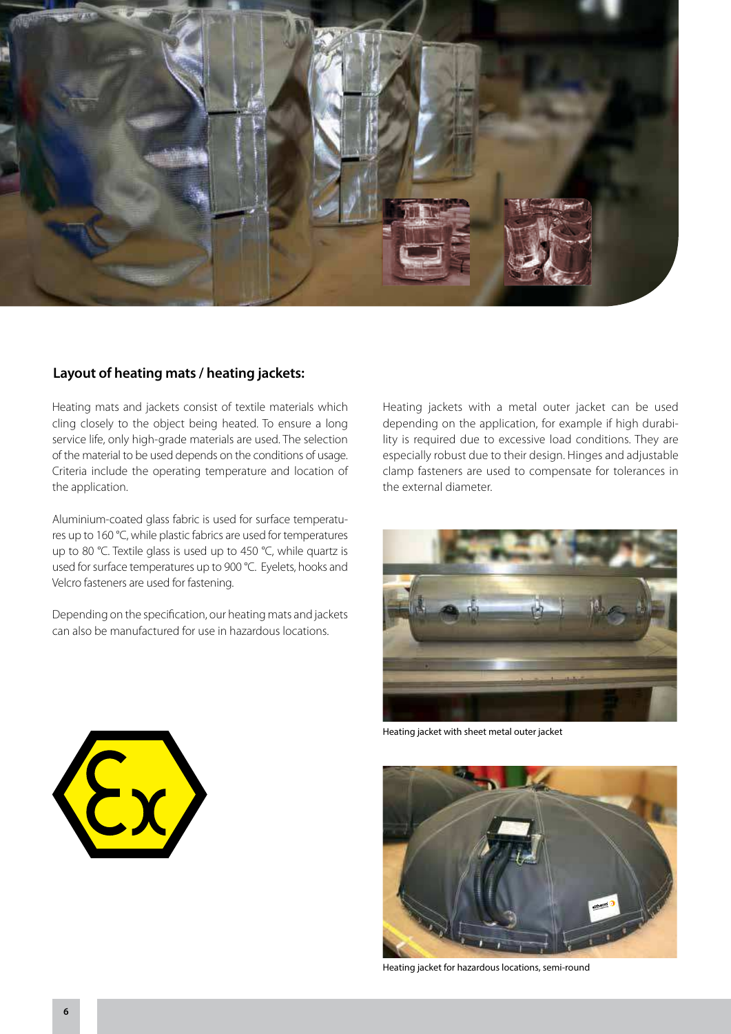## Layout of heating mats / heating jackets:

Heating mats and jackets consist of textile materials which cling closely to the object being heated. To ensure a long service life, only high-grade materials are used. The selection of the material to be used depends on the conditions of usage. Criteria include the operating temperature and location of the application.

Aluminium-coated glass fabric is used for surface temperatures up to 160 °C, while plastic fabrics are used for temperatures up to 80 °C. Textile glass is used up to 450 °C, while quartz is used for surface temperatures up to 900 °C. Eyelets, hooks and Velcro fasteners are used for fastening.

Depending on the specification, our heating mats and jackets can also be manufactured for use in hazardous locations.

Heating jackets with a metal outer jacket can be used depending on the application, for example if high durability is required due to excessive load conditions. They are especially robust due to their design. Hinges and adjustable clamp fasteners are used to compensate for tolerances in the external diameter.

Heating jacket with sheet metal outer jacket

Heating jacket for hazardous locations, semi-round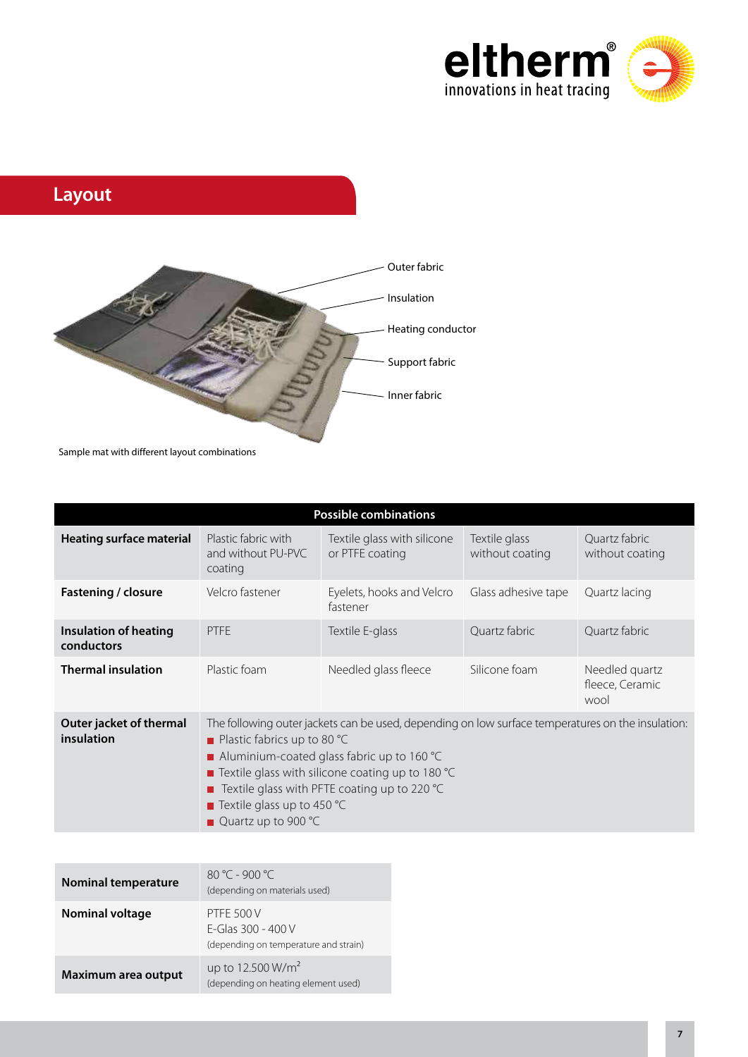## Layout

Outer fabric

Insulation

Heating conductor

Support fabric

Inner fabric

Sample mat with different layout combinations

| Possible combinations | | | | |
|---|---|---|---|---|
| **Heating surface material** | Plastic fabric with and without PU-PVC coating | Textile glass with silicone or PTFE coating | Textile glass without coating | Quartz fabric without coating |
| **Fastening / closure** | Velcro fastener | Eyelets, hooks and Velcro fastener | Glass adhesive tape | Quartz lacing |
| **Insulation of heating conductors** | PTFE | Textile E-glass | Quartz fabric | Quartz fabric |
| **Thermal insulation** | Plastic foam | Needled glass fleece | Silicone foam | Needled quartz fleece, Ceramic wool |
| **Outer jacket of thermal insulation** | The following outer jackets can be used, depending on low surface temperatures on the insulation:<br>■ Plastic fabrics up to 80 °C<br>■ Aluminium-coated glass fabric up to 160 °C<br>■ Textile glass with silicone coating up to 180 °C<br>■ Textile glass with PFTE coating up to 220 °C<br>■ Textile glass up to 450 °C<br>■ Quartz up to 900 °C | | | |

| | |
|---|---|
| **Nominal temperature** | 80 °C - 900 °C<br>(depending on materials used) |
| **Nominal voltage** | PTFE 500 V<br>E-Glas 300 - 400 V<br>(depending on temperature and strain) |
| **Maximum area output** | up to 12.500 W/m²<br>(depending on heating element used) |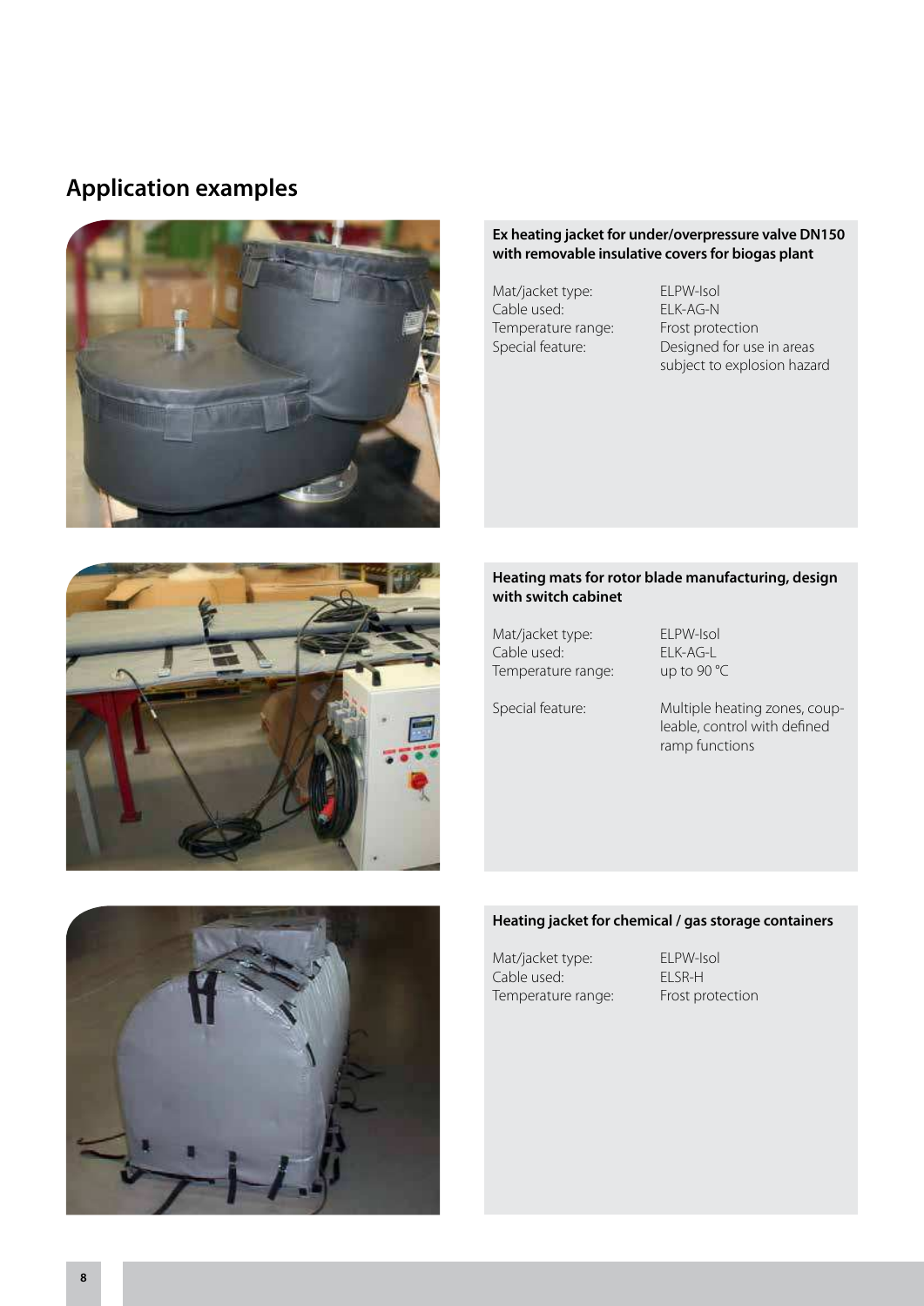## Application examples

**Ex heating jacket for under/overpressure valve DN150 with removable insulative covers for biogas plant**

| | |
|---|---|
| Mat/jacket type: | ELPW-Isol |
| Cable used: | ELK-AG-N |
| Temperature range: | Frost protection |
| Special feature: | Designed for use in areas subject to explosion hazard |

**Heating mats for rotor blade manufacturing, design with switch cabinet**

| | |
|---|---|
| Mat/jacket type: | ELPW-Isol |
| Cable used: | ELK-AG-L |
| Temperature range: | up to 90 °C |
| Special feature: | Multiple heating zones, coupleable, control with defined ramp functions |

**Heating jacket for chemical / gas storage containers**

| | |
|---|---|
| Mat/jacket type: | ELPW-Isol |
| Cable used: | ELSR-H |
| Temperature range: | Frost protection |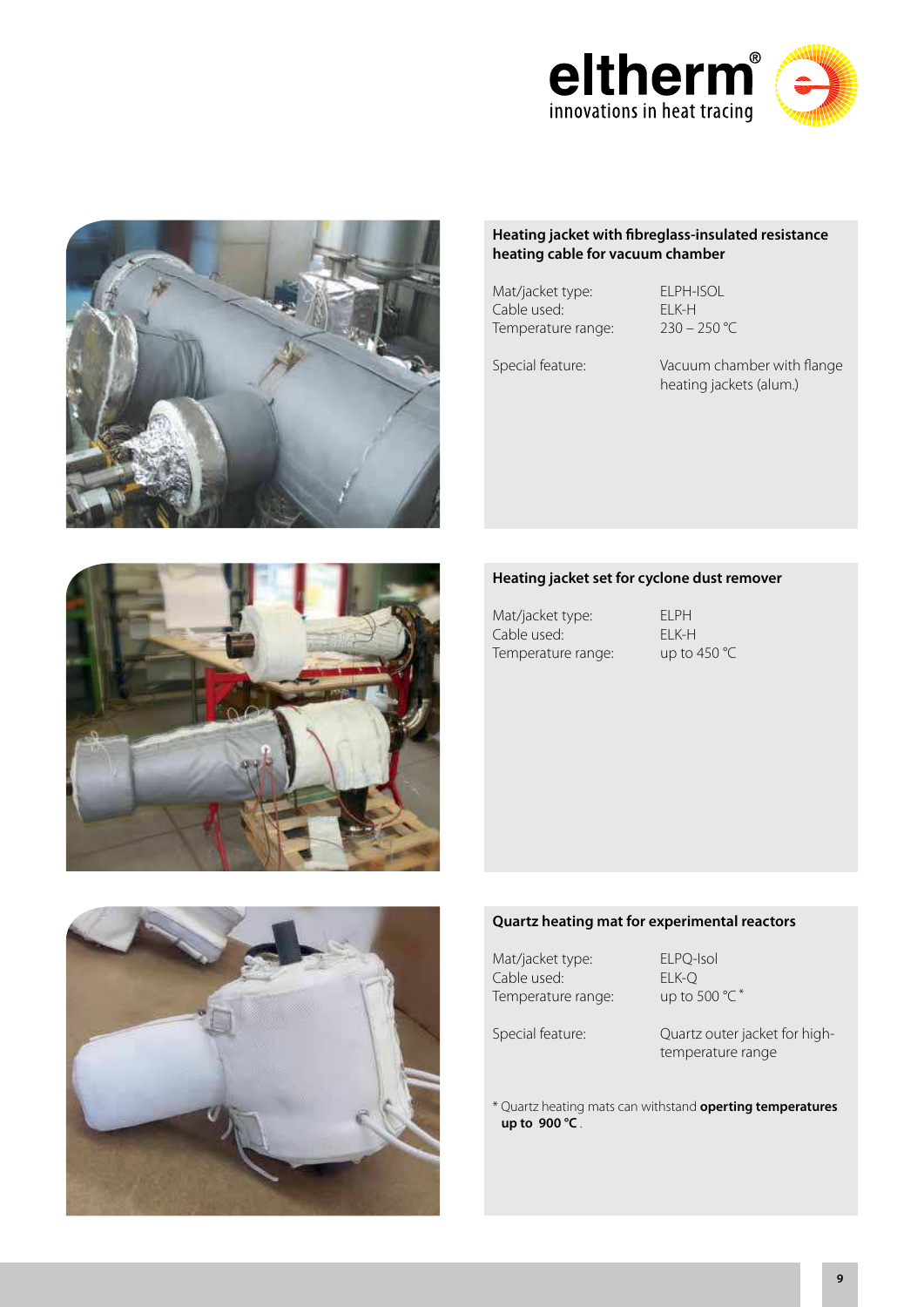### Heating jacket with fibreglass-insulated resistance heating cable for vacuum chamber

| | |
|---|---|
| Mat/jacket type: | ELPH-ISOL |
| Cable used: | ELK-H |
| Temperature range: | 230 – 250 °C |
| Special feature: | Vacuum chamber with flange heating jackets (alum.) |

### Heating jacket set for cyclone dust remover

| | |
|---|---|
| Mat/jacket type: | ELPH |
| Cable used: | ELK-H |
| Temperature range: | up to 450 °C |

### Quartz heating mat for experimental reactors

| | |
|---|---|
| Mat/jacket type: | ELPQ-Isol |
| Cable used: | ELK-Q |
| Temperature range: | up to 500 °C * |
| Special feature: | Quartz outer jacket for high-temperature range |

* Quartz heating mats can withstand **operting temperatures up to 900 °C**.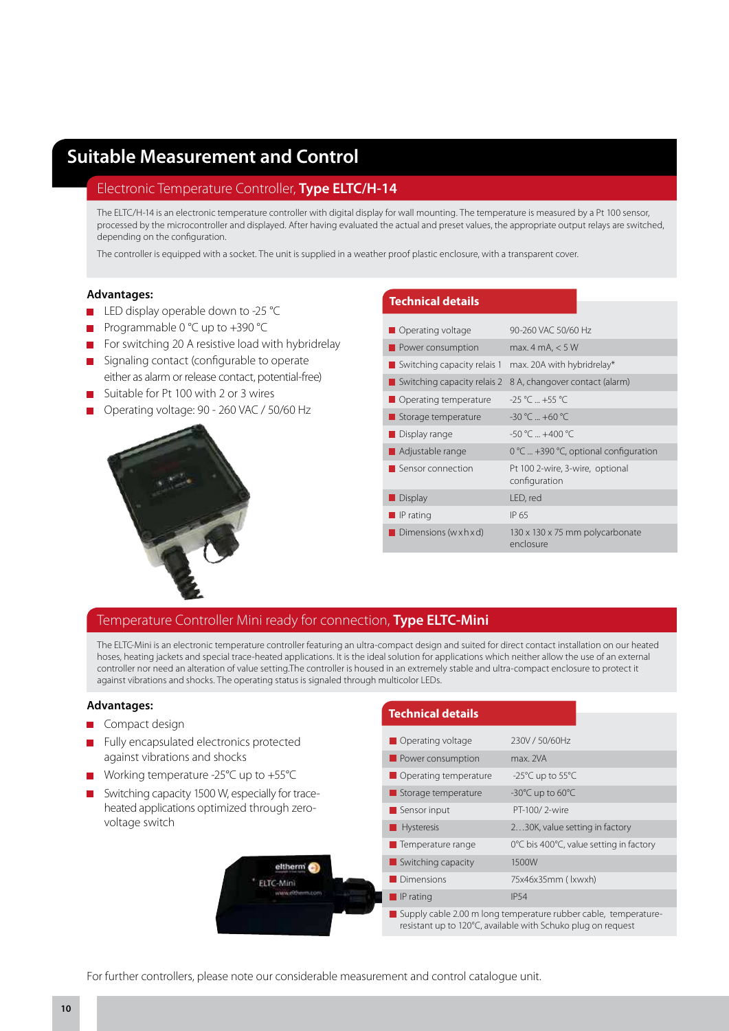# Suitable Measurement and Control

## Electronic Temperature Controller, **Type ELTC/H-14**

The ELTC/H-14 is an electronic temperature controller with digital display for wall mounting. The temperature is measured by a Pt 100 sensor, processed by the microcontroller and displayed. After having evaluated the actual and preset values, the appropriate output relays are switched, depending on the configuration.

The controller is equipped with a socket. The unit is supplied in a weather proof plastic enclosure, with a transparent cover.

**Advantages:**

- LED display operable down to -25 °C
- Programmable 0 °C up to +390 °C
- For switching 20 A resistive load with hybridrelay
- Signaling contact (configurable to operate either as alarm or release contact, potential-free)
- Suitable for Pt 100 with 2 or 3 wires
- Operating voltage: 90 - 260 VAC / 50/60 Hz

**Technical details**

| | |
|---|---|
| Operating voltage | 90-260 VAC 50/60 Hz |
| Power consumption | max. 4 mA, < 5 W |
| Switching capacity relais 1 | max. 20A with hybridrelay* |
| Switching capacity relais 2 | 8 A, changeover contact (alarm) |
| Operating temperature | -25 °C ... +55 °C |
| Storage temperature | -30 °C ... +60 °C |
| Display range | -50 °C ... +400 °C |
| Adjustable range | 0 °C ... +390 °C, optional configuration |
| Sensor connection | Pt 100 2-wire, 3-wire, optional configuration |
| Display | LED, red |
| IP rating | IP 65 |
| Dimensions (w x h x d) | 130 x 130 x 75 mm polycarbonate enclosure |

## Temperature Controller Mini ready for connection, **Type ELTC-Mini**

The ELTC-Mini is an electronic temperature controller featuring an ultra-compact design and suited for direct contact installation on our heated hoses, heating jackets and special trace-heated applications. It is the ideal solution for applications which neither allow the use of an external controller nor need an alteration of value setting.The controller is housed in an extremely stable and ultra-compact enclosure to protect it against vibrations and shocks. The operating status is signaled through multicolor LEDs.

**Advantages:**

- Compact design
- Fully encapsulated electronics protected against vibrations and shocks
- Working temperature -25°C up to +55°C
- Switching capacity 1500 W, especially for trace-heated applications optimized through zero-voltage switch

**Technical details**

| | |
|---|---|
| Operating voltage | 230V / 50/60Hz |
| Power consumption | max. 2VA |
| Operating temperature | -25°C up to 55°C |
| Storage temperature | -30°C up to 60°C |
| Sensor input | PT-100/ 2-wire |
| Hysteresis | 2…30K, value setting in factory |
| Temperature range | 0°C bis 400°C, value setting in factory |
| Switching capacity | 1500W |
| Dimensions | 75x46x35mm ( lxwxh) |
| IP rating | IP54 |
| Supply cable 2.00 m long temperature rubber cable, temperature-resistant up to 120°C, available with Schuko plug on request | |

For further controllers, please note our considerable measurement and control catalogue unit.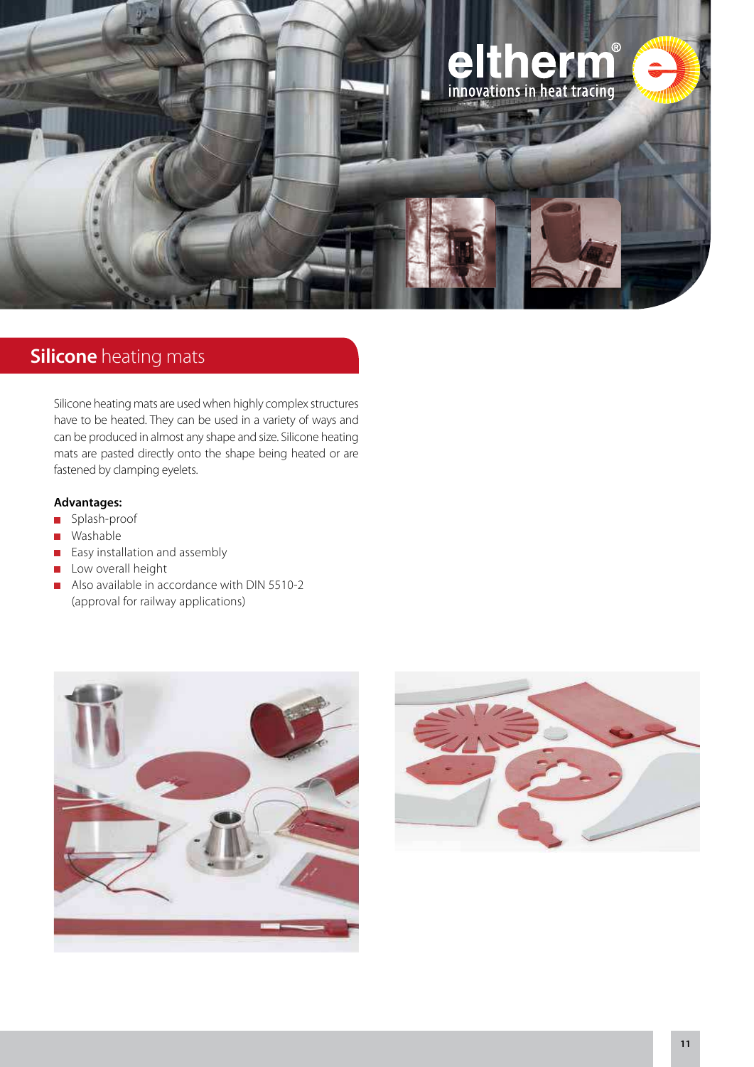## **Silicone** heating mats

Silicone heating mats are used when highly complex structures have to be heated. They can be used in a variety of ways and can be produced in almost any shape and size. Silicone heating mats are pasted directly onto the shape being heated or are fastened by clamping eyelets.

**Advantages:**

- Splash-proof
- Washable
- Easy installation and assembly
- Low overall height
- Also available in accordance with DIN 5510-2 (approval for railway applications)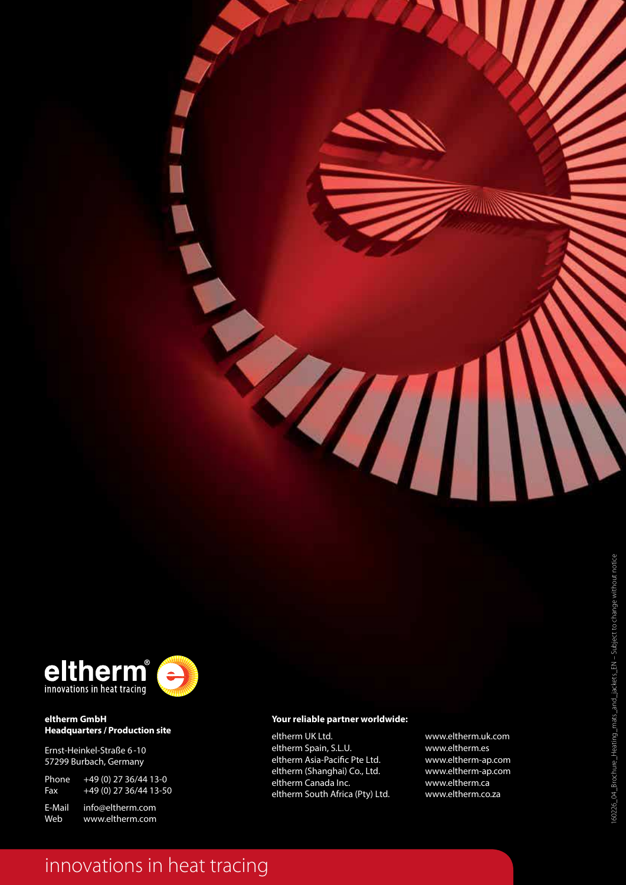eltherm®
innovations in heat tracing

**eltherm GmbH**
**Headquarters / Production site**

Ernst-Heinkel-Straße 6-10
57299 Burbach, Germany

Phone +49 (0) 27 36/44 13-0
Fax +49 (0) 27 36/44 13-50

E-Mail info@eltherm.com
Web www.eltherm.com

**Your reliable partner worldwide:**

| | |
|---|---|
| eltherm UK Ltd. | www.eltherm.uk.com |
| eltherm Spain, S.L.U. | www.eltherm.es |
| eltherm Asia-Pacific Pte Ltd. | www.eltherm-ap.com |
| eltherm (Shanghai) Co., Ltd. | www.eltherm-ap.com |
| eltherm Canada Inc. | www.eltherm.ca |
| eltherm South Africa (Pty) Ltd. | www.eltherm.co.za |

160226_04_Brochure_Heating_mats_and_jackets_EN – Subject to change without notice

innovations in heat tracing